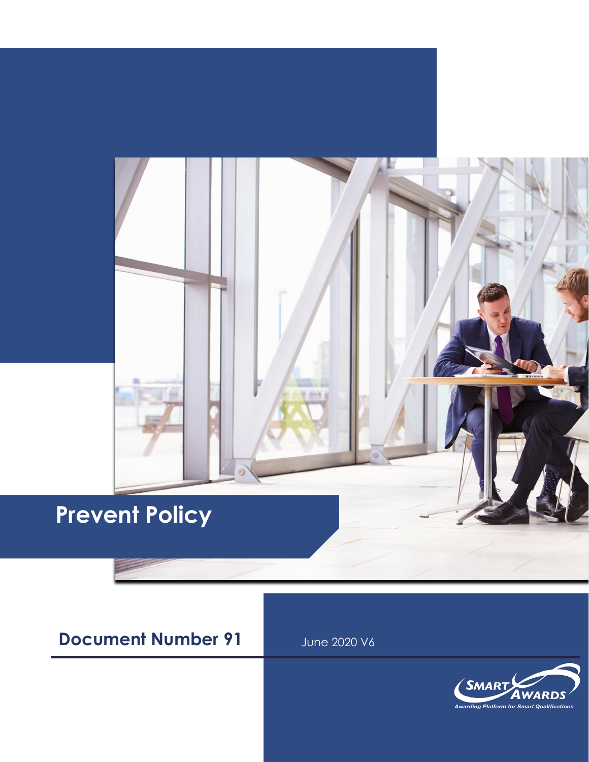# Prevent Policy

**Document Number 91**

June 2020 V6

SMART AWARDS
Awarding Platform for Smart Qualifications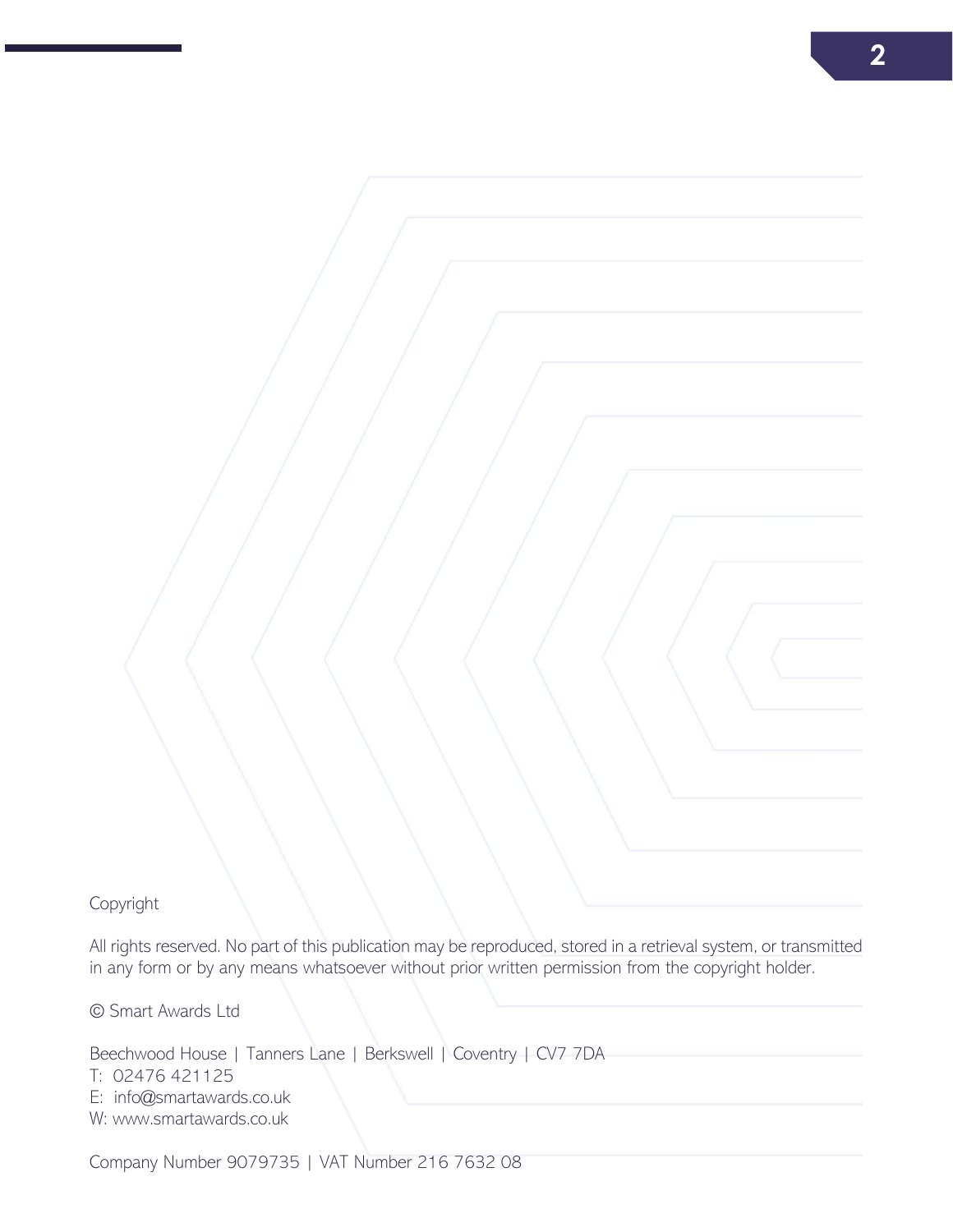Copyright

All rights reserved. No part of this publication may be reproduced, stored in a retrieval system, or transmitted in any form or by any means whatsoever without prior written permission from the copyright holder.

© Smart Awards Ltd

Beechwood House | Tanners Lane | Berkswell | Coventry | CV7 7DA
T: 02476 421125
E: info@smartawards.co.uk
W: www.smartawards.co.uk

Company Number 9079735 | VAT Number 216 7632 08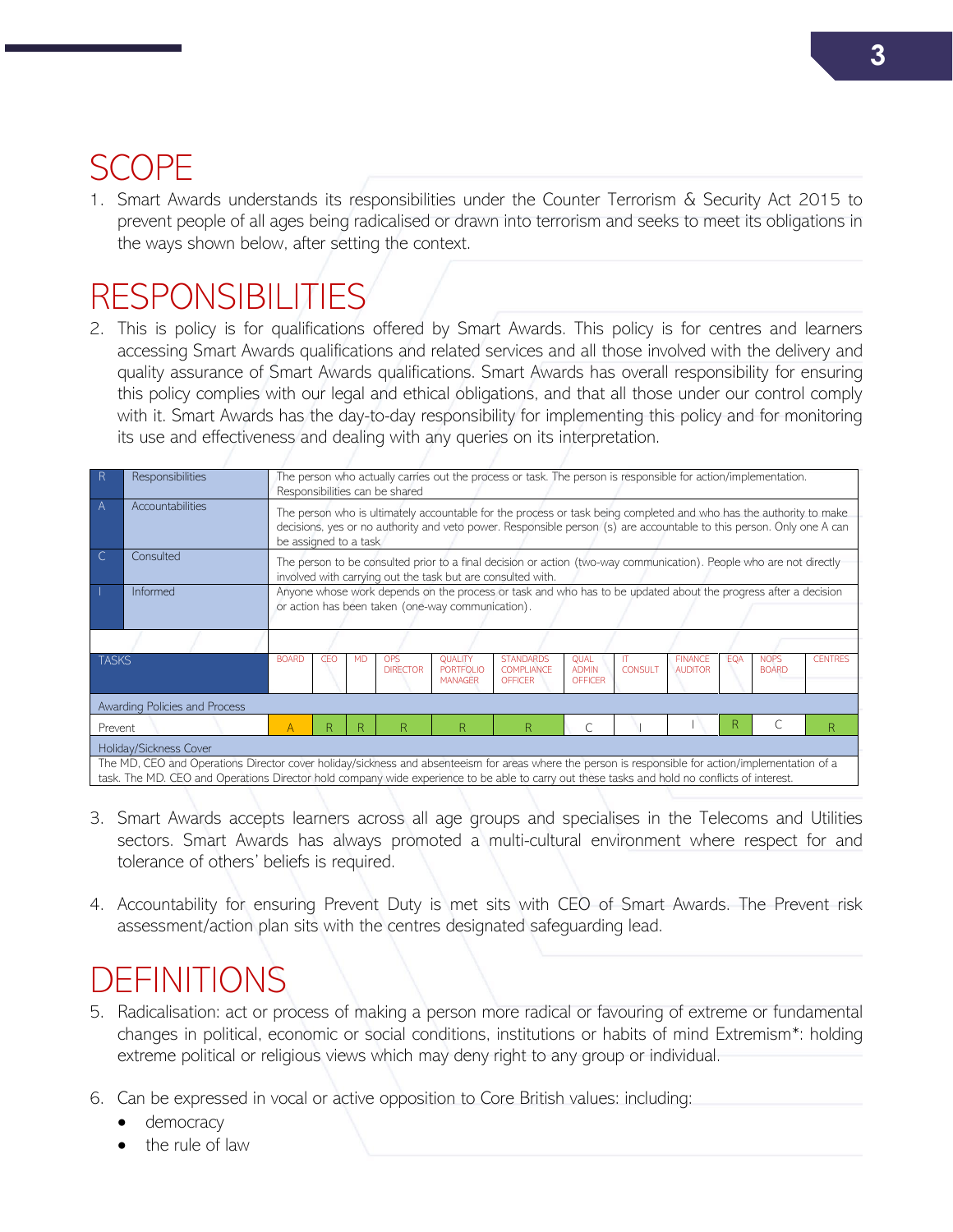# SCOPE

1. Smart Awards understands its responsibilities under the Counter Terrorism & Security Act 2015 to prevent people of all ages being radicalised or drawn into terrorism and seeks to meet its obligations in the ways shown below, after setting the context.

# RESPONSIBILITIES

2. This is policy is for qualifications offered by Smart Awards. This policy is for centres and learners accessing Smart Awards qualifications and related services and all those involved with the delivery and quality assurance of Smart Awards qualifications. Smart Awards has overall responsibility for ensuring this policy complies with our legal and ethical obligations, and that all those under our control comply with it. Smart Awards has the day-to-day responsibility for implementing this policy and for monitoring its use and effectiveness and dealing with any queries on its interpretation.

| R | Responsibilities | The person who actually carries out the process or task. The person is responsible for action/implementation. Responsibilities can be shared |
|---|---|---|
| A | Accountabilities | The person who is ultimately accountable for the process or task being completed and who has the authority to make decisions, yes or no authority and veto power. Responsible person (s) are accountable to this person. Only one A can be assigned to a task |
| C | Consulted | The person to be consulted prior to a final decision or action (two-way communication). People who are not directly involved with carrying out the task but are consulted with. |
| I | Informed | Anyone whose work depends on the process or task and who has to be updated about the progress after a decision or action has been taken (one-way communication). |

| TASKS | BOARD | CEO | MD | OPS DIRECTOR | QUALITY PORTFOLIO MANAGER | STANDARDS COMPLIANCE OFFICER | QUAL ADMIN OFFICER | IT CONSULT | FINANCE AUDITOR | EQA | NOPS BOARD | CENTRES |
|---|---|---|---|---|---|---|---|---|---|---|---|---|
| Awarding Policies and Process | | | | | | | | | | | | |
| Prevent | A | R | R | R | R | R | C | I | I | R | C | R |
| Holiday/Sickness Cover | | | | | | | | | | | | |
| The MD, CEO and Operations Director cover holiday/sickness and absenteeism for areas where the person is responsible for action/implementation of a task. The MD, CEO and Operations Director hold company wide experience to be able to carry out these tasks and hold no conflicts of interest. | | | | | | | | | | | | |

3. Smart Awards accepts learners across all age groups and specialises in the Telecoms and Utilities sectors. Smart Awards has always promoted a multi-cultural environment where respect for and tolerance of others' beliefs is required.

4. Accountability for ensuring Prevent Duty is met sits with CEO of Smart Awards. The Prevent risk assessment/action plan sits with the centres designated safeguarding lead.

# DEFINITIONS

5. Radicalisation: act or process of making a person more radical or favouring of extreme or fundamental changes in political, economic or social conditions, institutions or habits of mind Extremism*: holding extreme political or religious views which may deny right to any group or individual.

6. Can be expressed in vocal or active opposition to Core British values: including:
   - democracy
   - the rule of law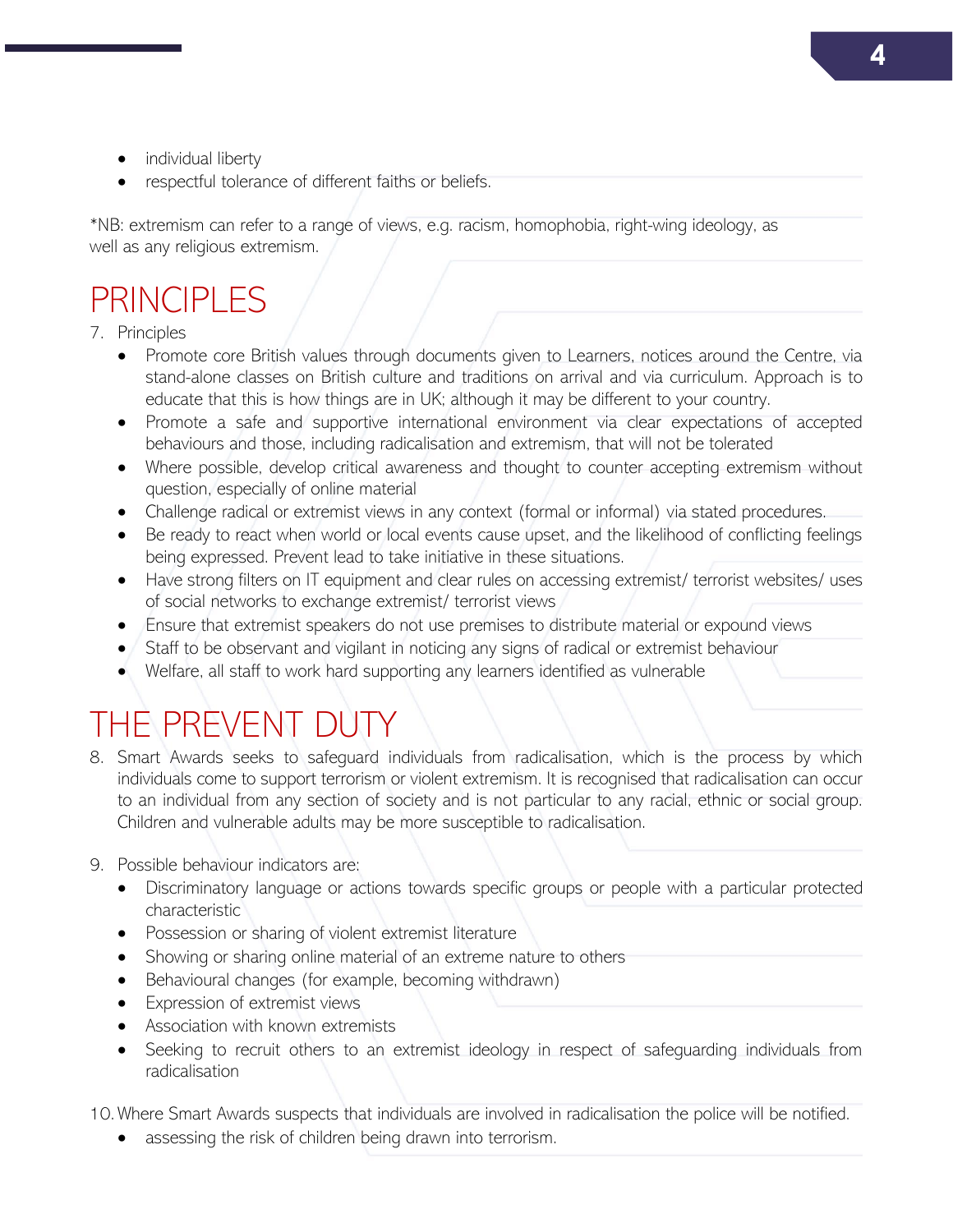- individual liberty
- respectful tolerance of different faiths or beliefs.

*NB: extremism can refer to a range of views, e.g. racism, homophobia, right-wing ideology, as well as any religious extremism.

# PRINCIPLES

7. Principles
   - Promote core British values through documents given to Learners, notices around the Centre, via stand-alone classes on British culture and traditions on arrival and via curriculum. Approach is to educate that this is how things are in UK; although it may be different to your country.
   - Promote a safe and supportive international environment via clear expectations of accepted behaviours and those, including radicalisation and extremism, that will not be tolerated
   - Where possible, develop critical awareness and thought to counter accepting extremism without question, especially of online material
   - Challenge radical or extremist views in any context (formal or informal) via stated procedures.
   - Be ready to react when world or local events cause upset, and the likelihood of conflicting feelings being expressed. Prevent lead to take initiative in these situations.
   - Have strong filters on IT equipment and clear rules on accessing extremist/ terrorist websites/ uses of social networks to exchange extremist/ terrorist views
   - Ensure that extremist speakers do not use premises to distribute material or expound views
   - Staff to be observant and vigilant in noticing any signs of radical or extremist behaviour
   - Welfare, all staff to work hard supporting any learners identified as vulnerable

# THE PREVENT DUTY

8. Smart Awards seeks to safeguard individuals from radicalisation, which is the process by which individuals come to support terrorism or violent extremism. It is recognised that radicalisation can occur to an individual from any section of society and is not particular to any racial, ethnic or social group. Children and vulnerable adults may be more susceptible to radicalisation.

9. Possible behaviour indicators are:
   - Discriminatory language or actions towards specific groups or people with a particular protected characteristic
   - Possession or sharing of violent extremist literature
   - Showing or sharing online material of an extreme nature to others
   - Behavioural changes (for example, becoming withdrawn)
   - Expression of extremist views
   - Association with known extremists
   - Seeking to recruit others to an extremist ideology in respect of safeguarding individuals from radicalisation

10. Where Smart Awards suspects that individuals are involved in radicalisation the police will be notified.
    - assessing the risk of children being drawn into terrorism.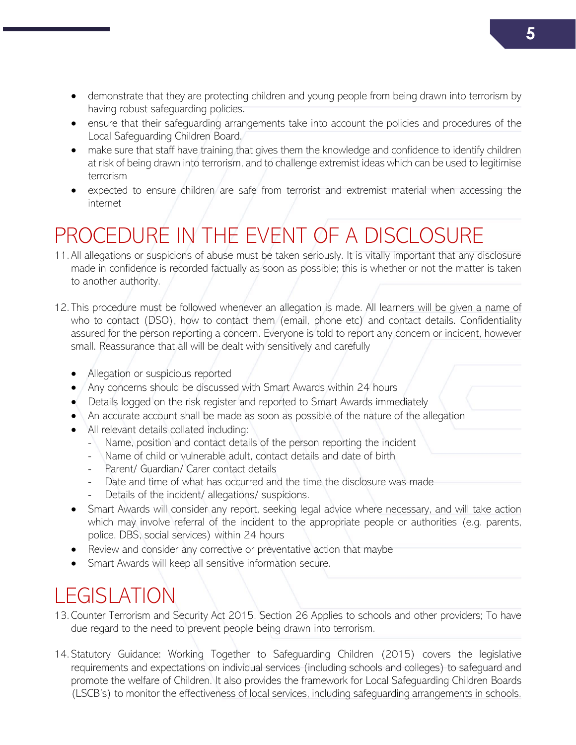- demonstrate that they are protecting children and young people from being drawn into terrorism by having robust safeguarding policies.
- ensure that their safeguarding arrangements take into account the policies and procedures of the Local Safeguarding Children Board.
- make sure that staff have training that gives them the knowledge and confidence to identify children at risk of being drawn into terrorism, and to challenge extremist ideas which can be used to legitimise terrorism
- expected to ensure children are safe from terrorist and extremist material when accessing the internet

# PROCEDURE IN THE EVENT OF A DISCLOSURE

11. All allegations or suspicions of abuse must be taken seriously. It is vitally important that any disclosure made in confidence is recorded factually as soon as possible; this is whether or not the matter is taken to another authority.

12. This procedure must be followed whenever an allegation is made. All learners will be given a name of who to contact (DSO), how to contact them (email, phone etc) and contact details. Confidentiality assured for the person reporting a concern. Everyone is told to report any concern or incident, however small. Reassurance that all will be dealt with sensitively and carefully

- Allegation or suspicious reported
- Any concerns should be discussed with Smart Awards within 24 hours
- Details logged on the risk register and reported to Smart Awards immediately
- An accurate account shall be made as soon as possible of the nature of the allegation
- All relevant details collated including:
  - Name, position and contact details of the person reporting the incident
  - Name of child or vulnerable adult, contact details and date of birth
  - Parent/ Guardian/ Carer contact details
  - Date and time of what has occurred and the time the disclosure was made
  - Details of the incident/ allegations/ suspicions.
- Smart Awards will consider any report, seeking legal advice where necessary, and will take action which may involve referral of the incident to the appropriate people or authorities (e.g. parents, police, DBS, social services) within 24 hours
- Review and consider any corrective or preventative action that maybe
- Smart Awards will keep all sensitive information secure.

# LEGISLATION

13. Counter Terrorism and Security Act 2015. Section 26 Applies to schools and other providers; To have due regard to the need to prevent people being drawn into terrorism.

14. Statutory Guidance: Working Together to Safeguarding Children (2015) covers the legislative requirements and expectations on individual services (including schools and colleges) to safeguard and promote the welfare of Children. It also provides the framework for Local Safeguarding Children Boards (LSCB's) to monitor the effectiveness of local services, including safeguarding arrangements in schools.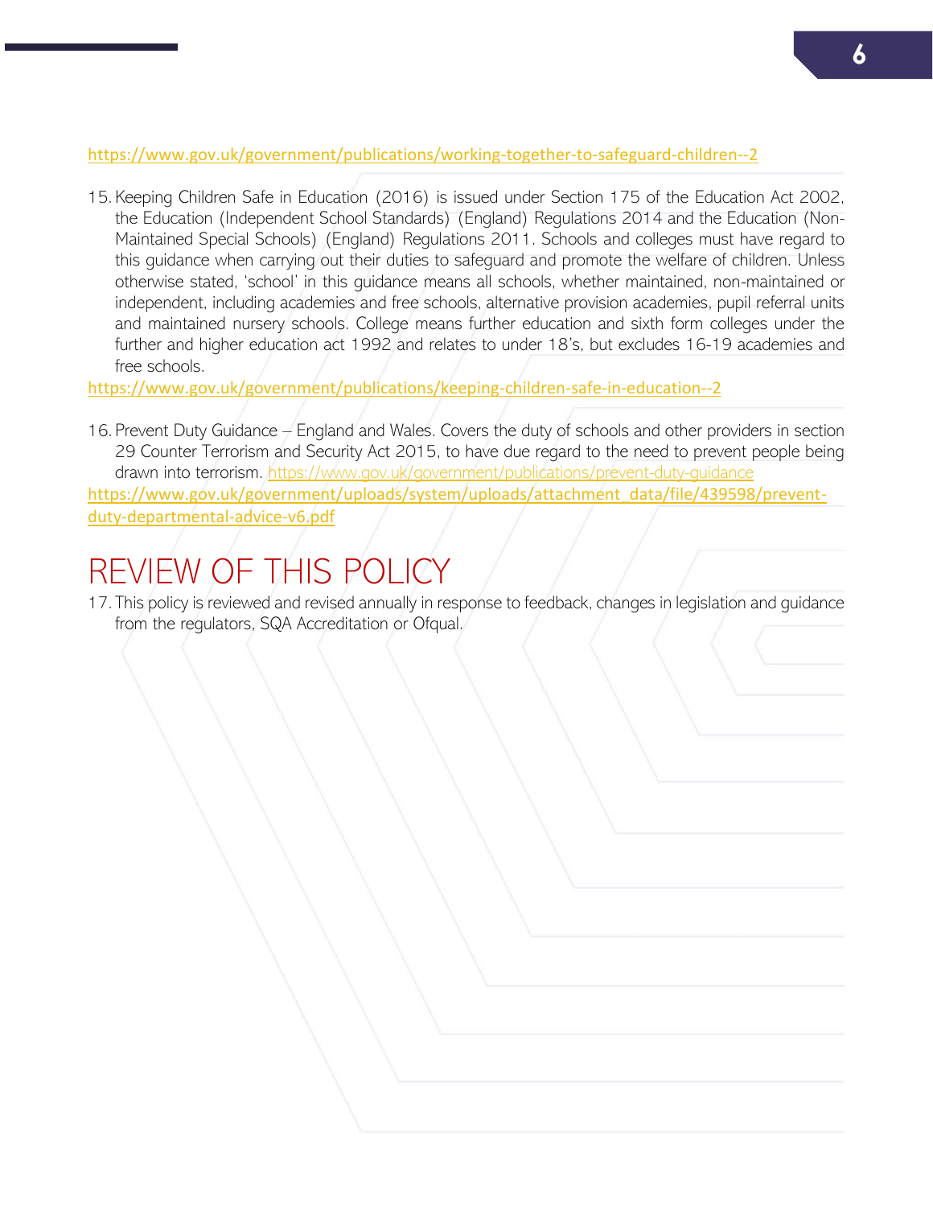https://www.gov.uk/government/publications/working-together-to-safeguard-children--2

15. Keeping Children Safe in Education (2016) is issued under Section 175 of the Education Act 2002, the Education (Independent School Standards) (England) Regulations 2014 and the Education (Non-Maintained Special Schools) (England) Regulations 2011. Schools and colleges must have regard to this guidance when carrying out their duties to safeguard and promote the welfare of children. Unless otherwise stated, 'school' in this guidance means all schools, whether maintained, non-maintained or independent, including academies and free schools, alternative provision academies, pupil referral units and maintained nursery schools. College means further education and sixth form colleges under the further and higher education act 1992 and relates to under 18's, but excludes 16-19 academies and free schools.

https://www.gov.uk/government/publications/keeping-children-safe-in-education--2

16. Prevent Duty Guidance – England and Wales. Covers the duty of schools and other providers in section 29 Counter Terrorism and Security Act 2015, to have due regard to the need to prevent people being drawn into terrorism. https://www.gov.uk/government/publications/prevent-duty-guidance

https://www.gov.uk/government/uploads/system/uploads/attachment_data/file/439598/prevent-duty-departmental-advice-v6.pdf

# REVIEW OF THIS POLICY

17. This policy is reviewed and revised annually in response to feedback, changes in legislation and guidance from the regulators, SQA Accreditation or Ofqual.